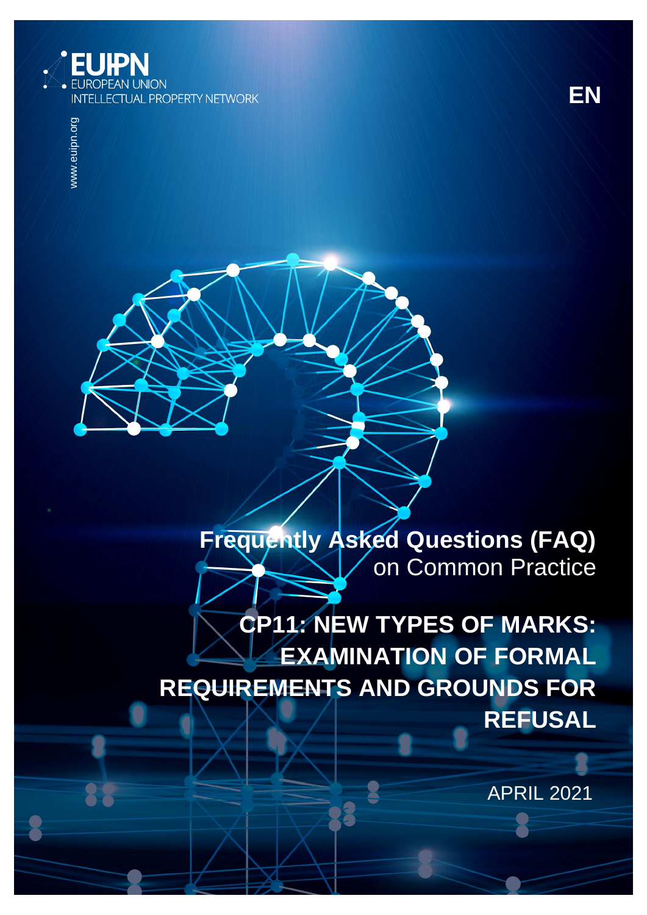EUIPN
EUROPEAN UNION
INTELLECTUAL PROPERTY NETWORK

www.euipn.org

EN

# **Frequently Asked Questions (FAQ)** on Common Practice

# CP11: NEW TYPES OF MARKS: EXAMINATION OF FORMAL REQUIREMENTS AND GROUNDS FOR REFUSAL

APRIL 2021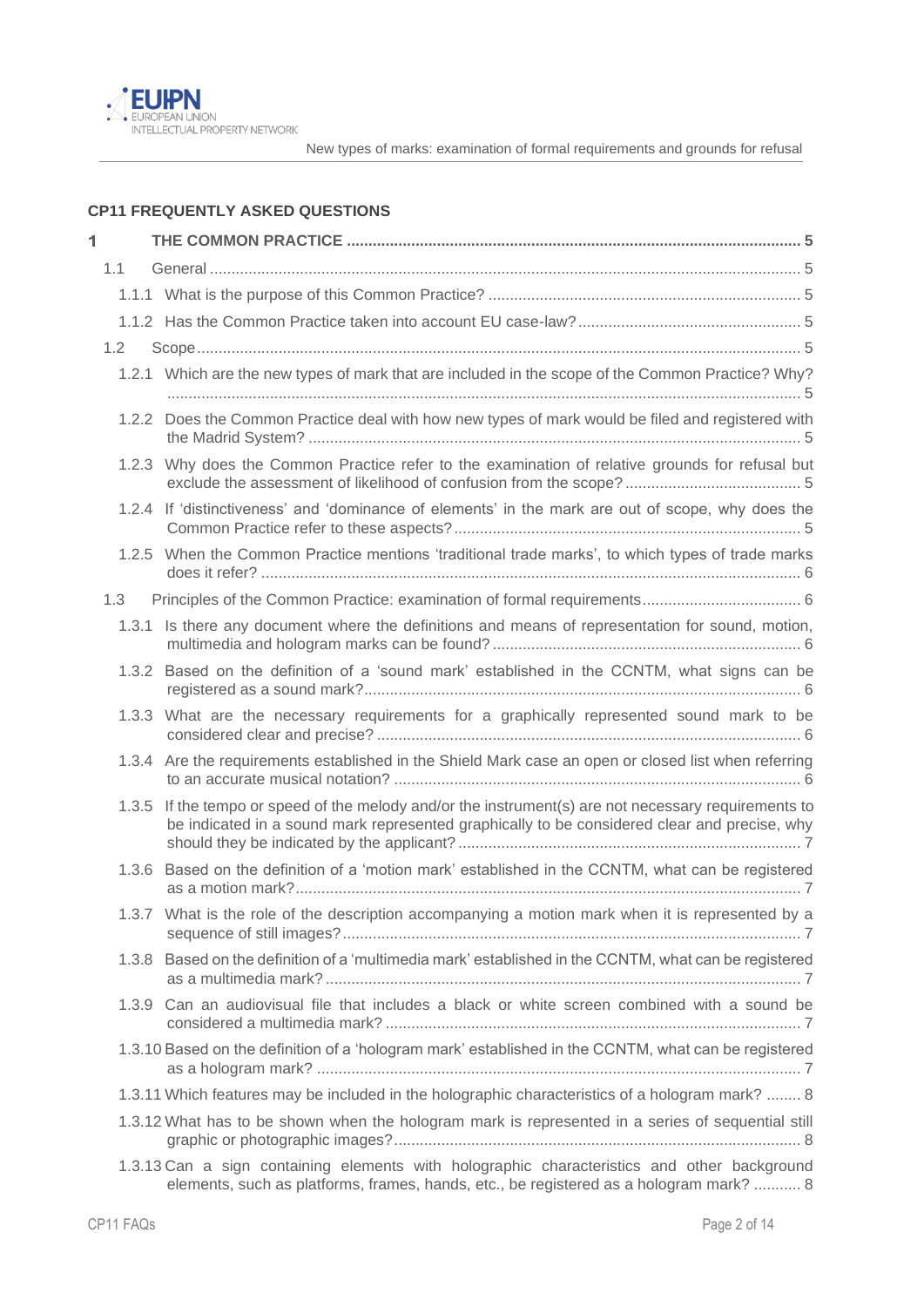## CP11 FREQUENTLY ASKED QUESTIONS

1 THE COMMON PRACTICE ........................................................................................................ 5

- 1.1 General ........................................................................................................................ 5
  - 1.1.1 What is the purpose of this Common Practice? ........................................................ 5
  - 1.1.2 Has the Common Practice taken into account EU case-law? ................................................... 5
- 1.2 Scope ........................................................................................................................... 5
  - 1.2.1 Which are the new types of mark that are included in the scope of the Common Practice? Why? ........................................................................................................................ 5
  - 1.2.2 Does the Common Practice deal with how new types of mark would be filed and registered with the Madrid System? ........................................................................................................ 5
  - 1.2.3 Why does the Common Practice refer to the examination of relative grounds for refusal but exclude the assessment of likelihood of confusion from the scope? ........................................ 5
  - 1.2.4 If 'distinctiveness' and 'dominance of elements' in the mark are out of scope, why does the Common Practice refer to these aspects? ................................................................................ 5
  - 1.2.5 When the Common Practice mentions 'traditional trade marks', to which types of trade marks does it refer? ............................................................................................................... 6
- 1.3 Principles of the Common Practice: examination of formal requirements .................................... 6
  - 1.3.1 Is there any document where the definitions and means of representation for sound, motion, multimedia and hologram marks can be found? ...................................................................... 6
  - 1.3.2 Based on the definition of a 'sound mark' established in the CCNTM, what signs can be registered as a sound mark? ..................................................................................................... 6
  - 1.3.3 What are the necessary requirements for a graphically represented sound mark to be considered clear and precise? ................................................................................................. 6
  - 1.3.4 Are the requirements established in the Shield Mark case an open or closed list when referring to an accurate musical notation? ............................................................................................. 6
  - 1.3.5 If the tempo or speed of the melody and/or the instrument(s) are not necessary requirements to be indicated in a sound mark represented graphically to be considered clear and precise, why should they be indicated by the applicant? .............................................................................. 7
  - 1.3.6 Based on the definition of a 'motion mark' established in the CCNTM, what can be registered as a motion mark? .................................................................................................................... 7
  - 1.3.7 What is the role of the description accompanying a motion mark when it is represented by a sequence of still images? ......................................................................................................... 7
  - 1.3.8 Based on the definition of a 'multimedia mark' established in the CCNTM, what can be registered as a multimedia mark? ............................................................................................................. 7
  - 1.3.9 Can an audiovisual file that includes a black or white screen combined with a sound be considered a multimedia mark? ................................................................................................ 7
  - 1.3.10 Based on the definition of a 'hologram mark' established in the CCNTM, what can be registered as a hologram mark? ............................................................................................................... 7
  - 1.3.11 Which features may be included in the holographic characteristics of a hologram mark? ........ 8
  - 1.3.12 What has to be shown when the hologram mark is represented in a series of sequential still graphic or photographic images? ............................................................................................. 8
  - 1.3.13 Can a sign containing elements with holographic characteristics and other background elements, such as platforms, frames, hands, etc., be registered as a hologram mark? ........... 8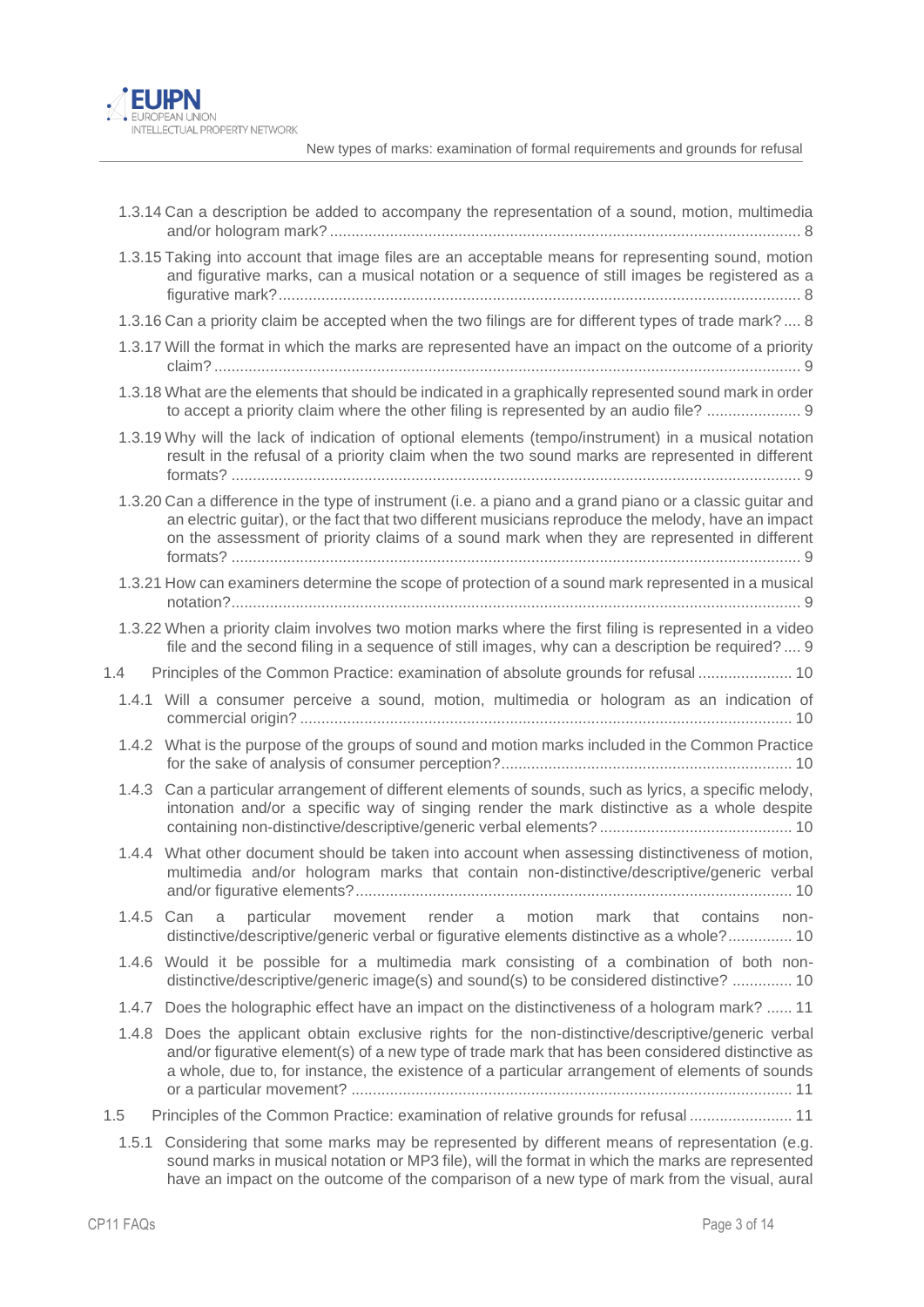1.3.14 Can a description be added to accompany the representation of a sound, motion, multimedia and/or hologram mark? ............ 8

1.3.15 Taking into account that image files are an acceptable means for representing sound, motion and figurative marks, can a musical notation or a sequence of still images be registered as a figurative mark? ............ 8

1.3.16 Can a priority claim be accepted when the two filings are for different types of trade mark? .... 8

1.3.17 Will the format in which the marks are represented have an impact on the outcome of a priority claim? ............ 9

1.3.18 What are the elements that should be indicated in a graphically represented sound mark in order to accept a priority claim where the other filing is represented by an audio file? ............ 9

1.3.19 Why will the lack of indication of optional elements (tempo/instrument) in a musical notation result in the refusal of a priority claim when the two sound marks are represented in different formats? ............ 9

1.3.20 Can a difference in the type of instrument (i.e. a piano and a grand piano or a classic guitar and an electric guitar), or the fact that two different musicians reproduce the melody, have an impact on the assessment of priority claims of a sound mark when they are represented in different formats? ............ 9

1.3.21 How can examiners determine the scope of protection of a sound mark represented in a musical notation? ............ 9

1.3.22 When a priority claim involves two motion marks where the first filing is represented in a video file and the second filing in a sequence of still images, why can a description be required? .... 9

1.4 Principles of the Common Practice: examination of absolute grounds for refusal ............ 10

1.4.1 Will a consumer perceive a sound, motion, multimedia or hologram as an indication of commercial origin? ............ 10

1.4.2 What is the purpose of the groups of sound and motion marks included in the Common Practice for the sake of analysis of consumer perception? ............ 10

1.4.3 Can a particular arrangement of different elements of sounds, such as lyrics, a specific melody, intonation and/or a specific way of singing render the mark distinctive as a whole despite containing non-distinctive/descriptive/generic verbal elements? ............ 10

1.4.4 What other document should be taken into account when assessing distinctiveness of motion, multimedia and/or hologram marks that contain non-distinctive/descriptive/generic verbal and/or figurative elements? ............ 10

1.4.5 Can a particular movement render a motion mark that contains non-distinctive/descriptive/generic verbal or figurative elements distinctive as a whole? ............ 10

1.4.6 Would it be possible for a multimedia mark consisting of a combination of both non-distinctive/descriptive/generic image(s) and sound(s) to be considered distinctive? ............ 10

1.4.7 Does the holographic effect have an impact on the distinctiveness of a hologram mark? ...... 11

1.4.8 Does the applicant obtain exclusive rights for the non-distinctive/descriptive/generic verbal and/or figurative element(s) of a new type of trade mark that has been considered distinctive as a whole, due to, for instance, the existence of a particular arrangement of elements of sounds or a particular movement? ............ 11

1.5 Principles of the Common Practice: examination of relative grounds for refusal ............ 11

1.5.1 Considering that some marks may be represented by different means of representation (e.g. sound marks in musical notation or MP3 file), will the format in which the marks are represented have an impact on the outcome of the comparison of a new type of mark from the visual, aural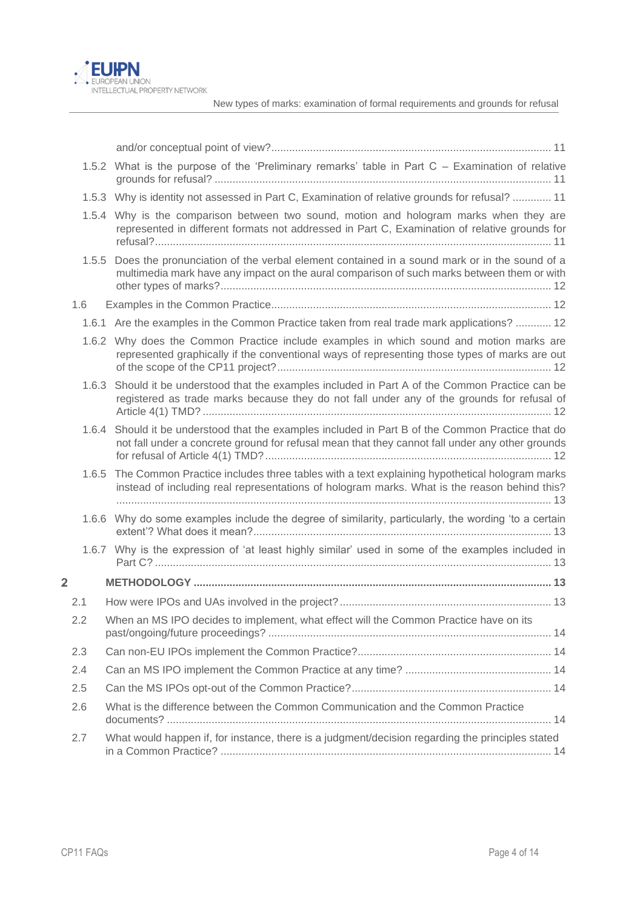and/or conceptual point of view? ... 11

1.5.2 What is the purpose of the 'Preliminary remarks' table in Part C – Examination of relative grounds for refusal? ... 11

1.5.3 Why is identity not assessed in Part C, Examination of relative grounds for refusal? ... 11

1.5.4 Why is the comparison between two sound, motion and hologram marks when they are represented in different formats not addressed in Part C, Examination of relative grounds for refusal? ... 11

1.5.5 Does the pronunciation of the verbal element contained in a sound mark or in the sound of a multimedia mark have any impact on the aural comparison of such marks between them or with other types of marks? ... 12

1.6 Examples in the Common Practice ... 12

1.6.1 Are the examples in the Common Practice taken from real trade mark applications? ... 12

1.6.2 Why does the Common Practice include examples in which sound and motion marks are represented graphically if the conventional ways of representing those types of marks are out of the scope of the CP11 project? ... 12

1.6.3 Should it be understood that the examples included in Part A of the Common Practice can be registered as trade marks because they do not fall under any of the grounds for refusal of Article 4(1) TMD? ... 12

1.6.4 Should it be understood that the examples included in Part B of the Common Practice that do not fall under a concrete ground for refusal mean that they cannot fall under any other grounds for refusal of Article 4(1) TMD? ... 12

1.6.5 The Common Practice includes three tables with a text explaining hypothetical hologram marks instead of including real representations of hologram marks. What is the reason behind this? ... 13

1.6.6 Why do some examples include the degree of similarity, particularly, the wording 'to a certain extent'? What does it mean? ... 13

1.6.7 Why is the expression of 'at least highly similar' used in some of the examples included in Part C? ... 13

**2 METHODOLOGY ... 13**

2.1 How were IPOs and UAs involved in the project? ... 13

2.2 When an MS IPO decides to implement, what effect will the Common Practice have on its past/ongoing/future proceedings? ... 14

2.3 Can non-EU IPOs implement the Common Practice? ... 14

2.4 Can an MS IPO implement the Common Practice at any time? ... 14

2.5 Can the MS IPOs opt-out of the Common Practice? ... 14

2.6 What is the difference between the Common Communication and the Common Practice documents? ... 14

2.7 What would happen if, for instance, there is a judgment/decision regarding the principles stated in a Common Practice? ... 14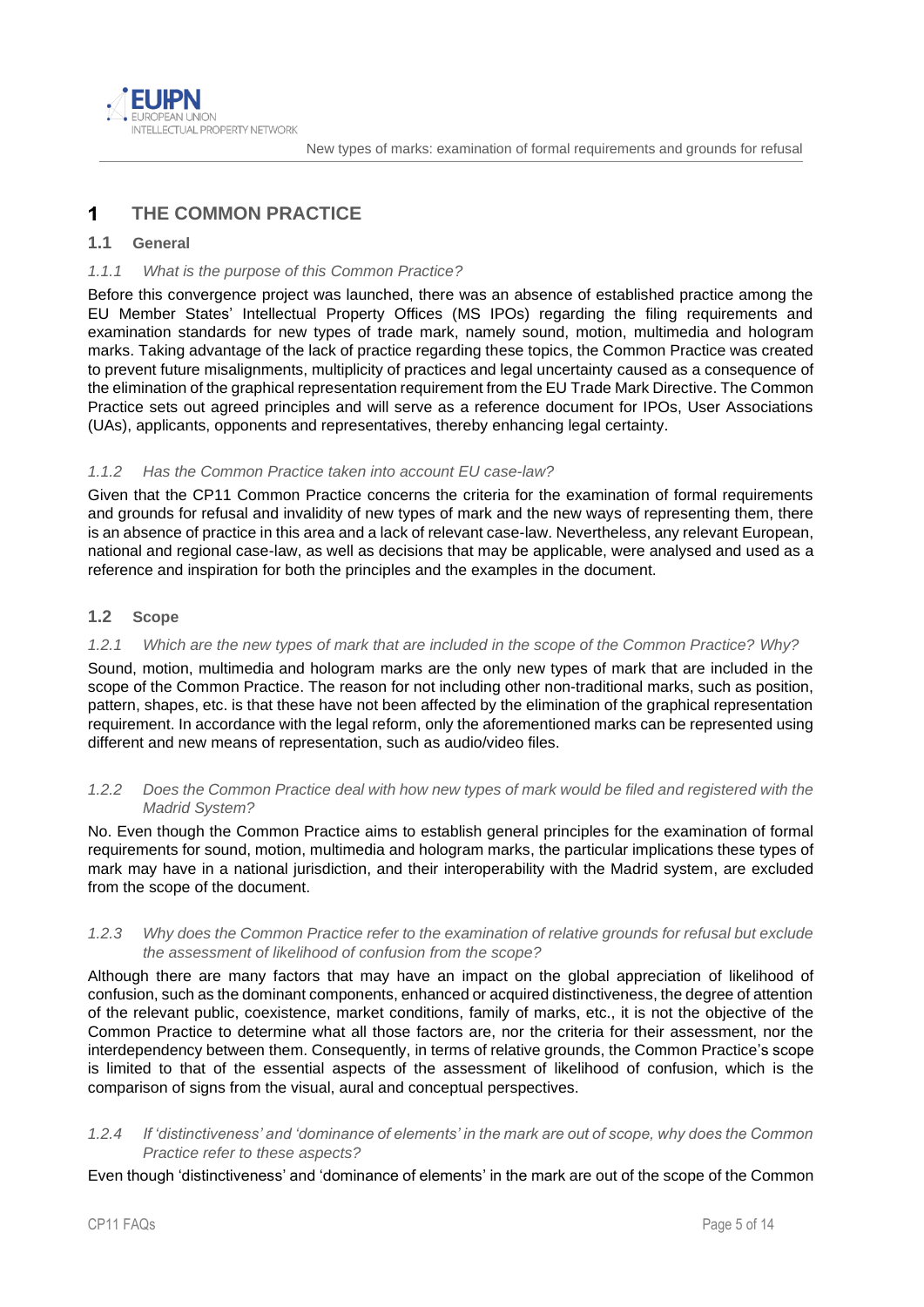# 1 THE COMMON PRACTICE

## 1.1 General

### *1.1.1 What is the purpose of this Common Practice?*

Before this convergence project was launched, there was an absence of established practice among the EU Member States' Intellectual Property Offices (MS IPOs) regarding the filing requirements and examination standards for new types of trade mark, namely sound, motion, multimedia and hologram marks. Taking advantage of the lack of practice regarding these topics, the Common Practice was created to prevent future misalignments, multiplicity of practices and legal uncertainty caused as a consequence of the elimination of the graphical representation requirement from the EU Trade Mark Directive. The Common Practice sets out agreed principles and will serve as a reference document for IPOs, User Associations (UAs), applicants, opponents and representatives, thereby enhancing legal certainty.

### *1.1.2 Has the Common Practice taken into account EU case-law?*

Given that the CP11 Common Practice concerns the criteria for the examination of formal requirements and grounds for refusal and invalidity of new types of mark and the new ways of representing them, there is an absence of practice in this area and a lack of relevant case-law. Nevertheless, any relevant European, national and regional case-law, as well as decisions that may be applicable, were analysed and used as a reference and inspiration for both the principles and the examples in the document.

## 1.2 Scope

### *1.2.1 Which are the new types of mark that are included in the scope of the Common Practice? Why?*

Sound, motion, multimedia and hologram marks are the only new types of mark that are included in the scope of the Common Practice. The reason for not including other non-traditional marks, such as position, pattern, shapes, etc. is that these have not been affected by the elimination of the graphical representation requirement. In accordance with the legal reform, only the aforementioned marks can be represented using different and new means of representation, such as audio/video files.

### *1.2.2 Does the Common Practice deal with how new types of mark would be filed and registered with the Madrid System?*

No. Even though the Common Practice aims to establish general principles for the examination of formal requirements for sound, motion, multimedia and hologram marks, the particular implications these types of mark may have in a national jurisdiction, and their interoperability with the Madrid system, are excluded from the scope of the document.

### *1.2.3 Why does the Common Practice refer to the examination of relative grounds for refusal but exclude the assessment of likelihood of confusion from the scope?*

Although there are many factors that may have an impact on the global appreciation of likelihood of confusion, such as the dominant components, enhanced or acquired distinctiveness, the degree of attention of the relevant public, coexistence, market conditions, family of marks, etc., it is not the objective of the Common Practice to determine what all those factors are, nor the criteria for their assessment, nor the interdependency between them. Consequently, in terms of relative grounds, the Common Practice's scope is limited to that of the essential aspects of the assessment of likelihood of confusion, which is the comparison of signs from the visual, aural and conceptual perspectives.

### *1.2.4 If 'distinctiveness' and 'dominance of elements' in the mark are out of scope, why does the Common Practice refer to these aspects?*

Even though 'distinctiveness' and 'dominance of elements' in the mark are out of the scope of the Common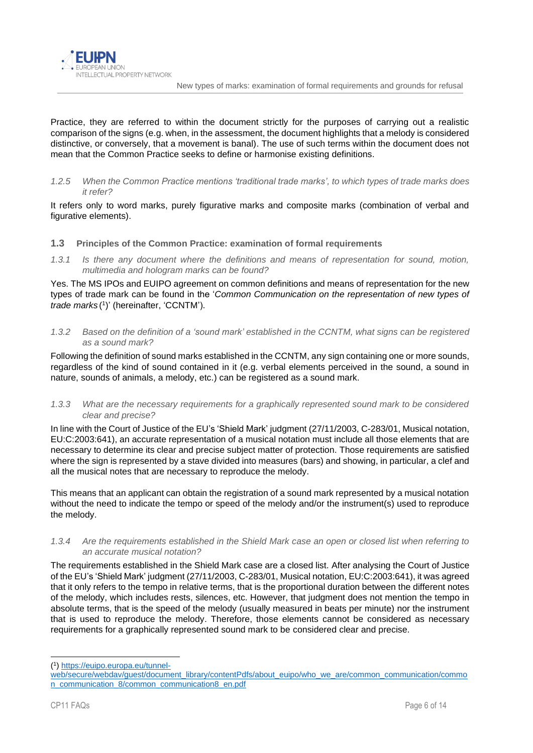Practice, they are referred to within the document strictly for the purposes of carrying out a realistic comparison of the signs (e.g. when, in the assessment, the document highlights that a melody is considered distinctive, or conversely, that a movement is banal). The use of such terms within the document does not mean that the Common Practice seeks to define or harmonise existing definitions.

*1.2.5 When the Common Practice mentions 'traditional trade marks', to which types of trade marks does it refer?*

It refers only to word marks, purely figurative marks and composite marks (combination of verbal and figurative elements).

### 1.3 Principles of the Common Practice: examination of formal requirements

*1.3.1 Is there any document where the definitions and means of representation for sound, motion, multimedia and hologram marks can be found?*

Yes. The MS IPOs and EUIPO agreement on common definitions and means of representation for the new types of trade mark can be found in the '*Common Communication on the representation of new types of trade marks* [1]' (hereinafter, 'CCNTM').

*1.3.2 Based on the definition of a 'sound mark' established in the CCNTM, what signs can be registered as a sound mark?*

Following the definition of sound marks established in the CCNTM, any sign containing one or more sounds, regardless of the kind of sound contained in it (e.g. verbal elements perceived in the sound, a sound in nature, sounds of animals, a melody, etc.) can be registered as a sound mark.

*1.3.3 What are the necessary requirements for a graphically represented sound mark to be considered clear and precise?*

In line with the Court of Justice of the EU's 'Shield Mark' judgment (27/11/2003, C-283/01, Musical notation, EU:C:2003:641), an accurate representation of a musical notation must include all those elements that are necessary to determine its clear and precise subject matter of protection. Those requirements are satisfied where the sign is represented by a stave divided into measures (bars) and showing, in particular, a clef and all the musical notes that are necessary to reproduce the melody.

This means that an applicant can obtain the registration of a sound mark represented by a musical notation without the need to indicate the tempo or speed of the melody and/or the instrument(s) used to reproduce the melody.

*1.3.4 Are the requirements established in the Shield Mark case an open or closed list when referring to an accurate musical notation?*

The requirements established in the Shield Mark case are a closed list. After analysing the Court of Justice of the EU's 'Shield Mark' judgment (27/11/2003, C-283/01, Musical notation, EU:C:2003:641), it was agreed that it only refers to the tempo in relative terms, that is the proportional duration between the different notes of the melody, which includes rests, silences, etc. However, that judgment does not mention the tempo in absolute terms, that is the speed of the melody (usually measured in beats per minute) nor the instrument that is used to reproduce the melody. Therefore, those elements cannot be considered as necessary requirements for a graphically represented sound mark to be considered clear and precise.

---

[1] https://euipo.europa.eu/tunnel-web/secure/webdav/guest/document_library/contentPdfs/about_euipo/who_we_are/common_communication/common_communication_8/common_communication8_en.pdf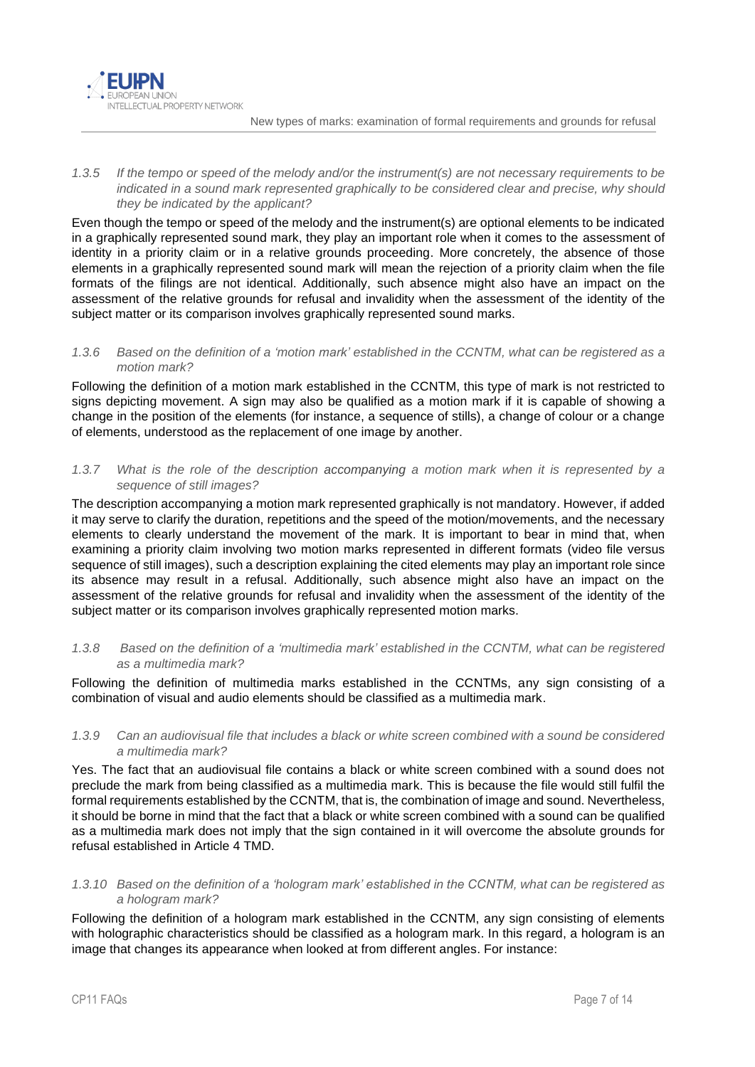### *1.3.5 If the tempo or speed of the melody and/or the instrument(s) are not necessary requirements to be indicated in a sound mark represented graphically to be considered clear and precise, why should they be indicated by the applicant?*

Even though the tempo or speed of the melody and the instrument(s) are optional elements to be indicated in a graphically represented sound mark, they play an important role when it comes to the assessment of identity in a priority claim or in a relative grounds proceeding. More concretely, the absence of those elements in a graphically represented sound mark will mean the rejection of a priority claim when the file formats of the filings are not identical. Additionally, such absence might also have an impact on the assessment of the relative grounds for refusal and invalidity when the assessment of the identity of the subject matter or its comparison involves graphically represented sound marks.

### *1.3.6 Based on the definition of a 'motion mark' established in the CCNTM, what can be registered as a motion mark?*

Following the definition of a motion mark established in the CCNTM, this type of mark is not restricted to signs depicting movement. A sign may also be qualified as a motion mark if it is capable of showing a change in the position of the elements (for instance, a sequence of stills), a change of colour or a change of elements, understood as the replacement of one image by another.

### *1.3.7 What is the role of the description accompanying a motion mark when it is represented by a sequence of still images?*

The description accompanying a motion mark represented graphically is not mandatory. However, if added it may serve to clarify the duration, repetitions and the speed of the motion/movements, and the necessary elements to clearly understand the movement of the mark. It is important to bear in mind that, when examining a priority claim involving two motion marks represented in different formats (video file versus sequence of still images), such a description explaining the cited elements may play an important role since its absence may result in a refusal. Additionally, such absence might also have an impact on the assessment of the relative grounds for refusal and invalidity when the assessment of the identity of the subject matter or its comparison involves graphically represented motion marks.

### *1.3.8 Based on the definition of a 'multimedia mark' established in the CCNTM, what can be registered as a multimedia mark?*

Following the definition of multimedia marks established in the CCNTMs, any sign consisting of a combination of visual and audio elements should be classified as a multimedia mark.

### *1.3.9 Can an audiovisual file that includes a black or white screen combined with a sound be considered a multimedia mark?*

Yes. The fact that an audiovisual file contains a black or white screen combined with a sound does not preclude the mark from being classified as a multimedia mark. This is because the file would still fulfil the formal requirements established by the CCNTM, that is, the combination of image and sound. Nevertheless, it should be borne in mind that the fact that a black or white screen combined with a sound can be qualified as a multimedia mark does not imply that the sign contained in it will overcome the absolute grounds for refusal established in Article 4 TMD.

### *1.3.10 Based on the definition of a 'hologram mark' established in the CCNTM, what can be registered as a hologram mark?*

Following the definition of a hologram mark established in the CCNTM, any sign consisting of elements with holographic characteristics should be classified as a hologram mark. In this regard, a hologram is an image that changes its appearance when looked at from different angles. For instance: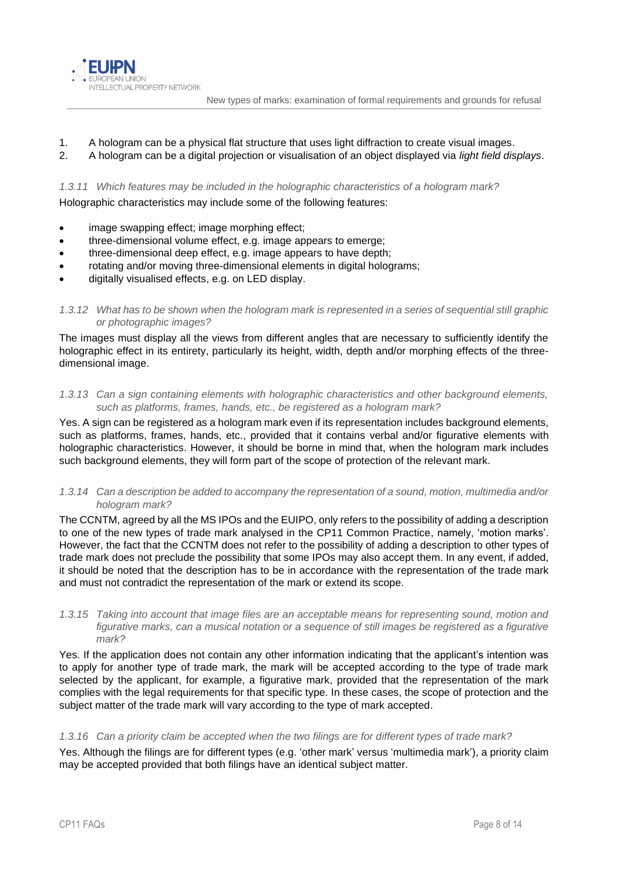1. A hologram can be a physical flat structure that uses light diffraction to create visual images.
2. A hologram can be a digital projection or visualisation of an object displayed via *light field displays*.

### *1.3.11 Which features may be included in the holographic characteristics of a hologram mark?*

Holographic characteristics may include some of the following features:

- image swapping effect; image morphing effect;
- three-dimensional volume effect, e.g. image appears to emerge;
- three-dimensional deep effect, e.g. image appears to have depth;
- rotating and/or moving three-dimensional elements in digital holograms;
- digitally visualised effects, e.g. on LED display.

### *1.3.12 What has to be shown when the hologram mark is represented in a series of sequential still graphic or photographic images?*

The images must display all the views from different angles that are necessary to sufficiently identify the holographic effect in its entirety, particularly its height, width, depth and/or morphing effects of the three-dimensional image.

### *1.3.13 Can a sign containing elements with holographic characteristics and other background elements, such as platforms, frames, hands, etc., be registered as a hologram mark?*

Yes. A sign can be registered as a hologram mark even if its representation includes background elements, such as platforms, frames, hands, etc., provided that it contains verbal and/or figurative elements with holographic characteristics. However, it should be borne in mind that, when the hologram mark includes such background elements, they will form part of the scope of protection of the relevant mark.

### *1.3.14 Can a description be added to accompany the representation of a sound, motion, multimedia and/or hologram mark?*

The CCNTM, agreed by all the MS IPOs and the EUIPO, only refers to the possibility of adding a description to one of the new types of trade mark analysed in the CP11 Common Practice, namely, 'motion marks'. However, the fact that the CCNTM does not refer to the possibility of adding a description to other types of trade mark does not preclude the possibility that some IPOs may also accept them. In any event, if added, it should be noted that the description has to be in accordance with the representation of the trade mark and must not contradict the representation of the mark or extend its scope.

### *1.3.15 Taking into account that image files are an acceptable means for representing sound, motion and figurative marks, can a musical notation or a sequence of still images be registered as a figurative mark?*

Yes. If the application does not contain any other information indicating that the applicant's intention was to apply for another type of trade mark, the mark will be accepted according to the type of trade mark selected by the applicant, for example, a figurative mark, provided that the representation of the mark complies with the legal requirements for that specific type. In these cases, the scope of protection and the subject matter of the trade mark will vary according to the type of mark accepted.

### *1.3.16 Can a priority claim be accepted when the two filings are for different types of trade mark?*

Yes. Although the filings are for different types (e.g. 'other mark' versus 'multimedia mark'), a priority claim may be accepted provided that both filings have an identical subject matter.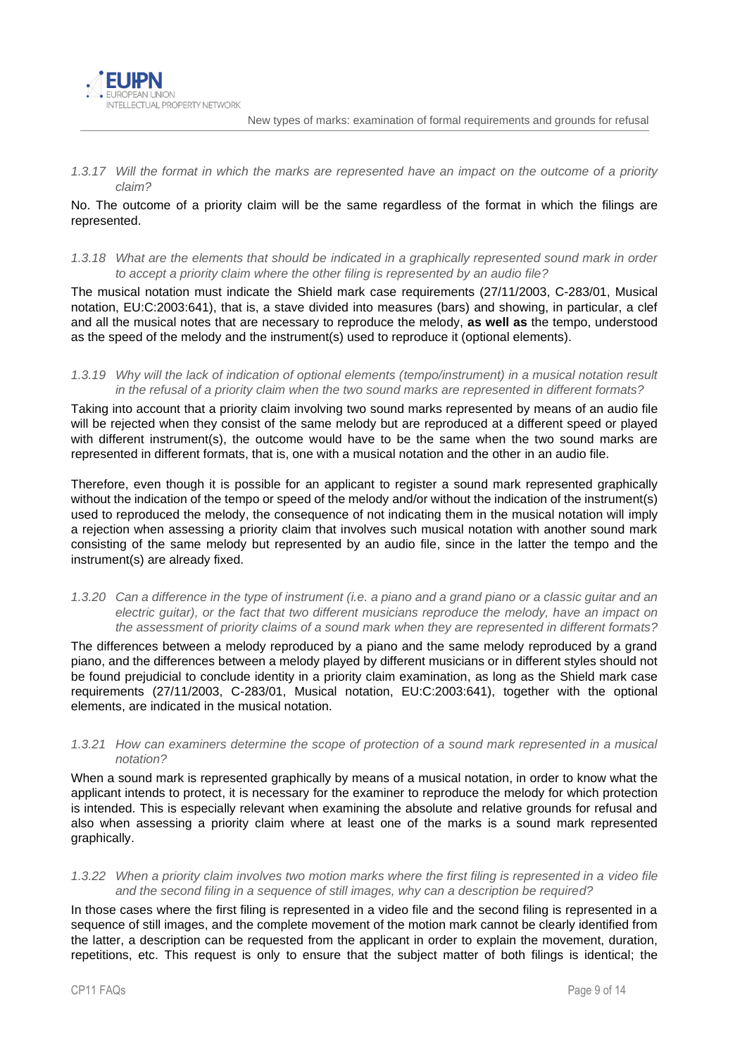*1.3.17 Will the format in which the marks are represented have an impact on the outcome of a priority claim?*

No. The outcome of a priority claim will be the same regardless of the format in which the filings are represented.

*1.3.18 What are the elements that should be indicated in a graphically represented sound mark in order to accept a priority claim where the other filing is represented by an audio file?*

The musical notation must indicate the Shield mark case requirements (27/11/2003, C-283/01, Musical notation, EU:C:2003:641), that is, a stave divided into measures (bars) and showing, in particular, a clef and all the musical notes that are necessary to reproduce the melody, **as well as** the tempo, understood as the speed of the melody and the instrument(s) used to reproduce it (optional elements).

*1.3.19 Why will the lack of indication of optional elements (tempo/instrument) in a musical notation result in the refusal of a priority claim when the two sound marks are represented in different formats?*

Taking into account that a priority claim involving two sound marks represented by means of an audio file will be rejected when they consist of the same melody but are reproduced at a different speed or played with different instrument(s), the outcome would have to be the same when the two sound marks are represented in different formats, that is, one with a musical notation and the other in an audio file.

Therefore, even though it is possible for an applicant to register a sound mark represented graphically without the indication of the tempo or speed of the melody and/or without the indication of the instrument(s) used to reproduced the melody, the consequence of not indicating them in the musical notation will imply a rejection when assessing a priority claim that involves such musical notation with another sound mark consisting of the same melody but represented by an audio file, since in the latter the tempo and the instrument(s) are already fixed.

*1.3.20 Can a difference in the type of instrument (i.e. a piano and a grand piano or a classic guitar and an electric guitar), or the fact that two different musicians reproduce the melody, have an impact on the assessment of priority claims of a sound mark when they are represented in different formats?*

The differences between a melody reproduced by a piano and the same melody reproduced by a grand piano, and the differences between a melody played by different musicians or in different styles should not be found prejudicial to conclude identity in a priority claim examination, as long as the Shield mark case requirements (27/11/2003, C-283/01, Musical notation, EU:C:2003:641), together with the optional elements, are indicated in the musical notation.

*1.3.21 How can examiners determine the scope of protection of a sound mark represented in a musical notation?*

When a sound mark is represented graphically by means of a musical notation, in order to know what the applicant intends to protect, it is necessary for the examiner to reproduce the melody for which protection is intended. This is especially relevant when examining the absolute and relative grounds for refusal and also when assessing a priority claim where at least one of the marks is a sound mark represented graphically.

*1.3.22 When a priority claim involves two motion marks where the first filing is represented in a video file and the second filing in a sequence of still images, why can a description be required?*

In those cases where the first filing is represented in a video file and the second filing is represented in a sequence of still images, and the complete movement of the motion mark cannot be clearly identified from the latter, a description can be requested from the applicant in order to explain the movement, duration, repetitions, etc. This request is only to ensure that the subject matter of both filings is identical; the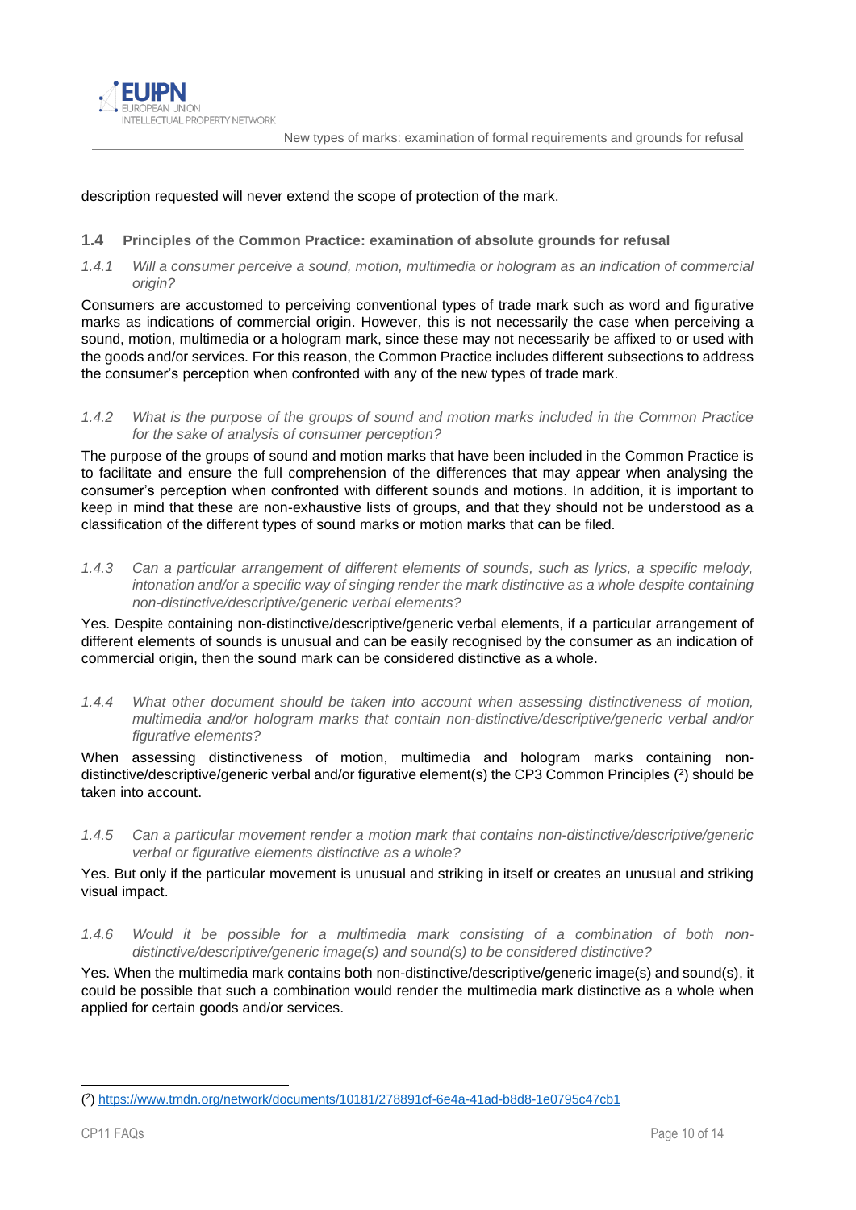description requested will never extend the scope of protection of the mark.

### 1.4 Principles of the Common Practice: examination of absolute grounds for refusal

#### *1.4.1 Will a consumer perceive a sound, motion, multimedia or hologram as an indication of commercial origin?*

Consumers are accustomed to perceiving conventional types of trade mark such as word and figurative marks as indications of commercial origin. However, this is not necessarily the case when perceiving a sound, motion, multimedia or a hologram mark, since these may not necessarily be affixed to or used with the goods and/or services. For this reason, the Common Practice includes different subsections to address the consumer's perception when confronted with any of the new types of trade mark.

#### *1.4.2 What is the purpose of the groups of sound and motion marks included in the Common Practice for the sake of analysis of consumer perception?*

The purpose of the groups of sound and motion marks that have been included in the Common Practice is to facilitate and ensure the full comprehension of the differences that may appear when analysing the consumer's perception when confronted with different sounds and motions. In addition, it is important to keep in mind that these are non-exhaustive lists of groups, and that they should not be understood as a classification of the different types of sound marks or motion marks that can be filed.

#### *1.4.3 Can a particular arrangement of different elements of sounds, such as lyrics, a specific melody, intonation and/or a specific way of singing render the mark distinctive as a whole despite containing non-distinctive/descriptive/generic verbal elements?*

Yes. Despite containing non-distinctive/descriptive/generic verbal elements, if a particular arrangement of different elements of sounds is unusual and can be easily recognised by the consumer as an indication of commercial origin, then the sound mark can be considered distinctive as a whole.

#### *1.4.4 What other document should be taken into account when assessing distinctiveness of motion, multimedia and/or hologram marks that contain non-distinctive/descriptive/generic verbal and/or figurative elements?*

When assessing distinctiveness of motion, multimedia and hologram marks containing non-distinctive/descriptive/generic verbal and/or figurative element(s) the CP3 Common Principles ([2]) should be taken into account.

#### *1.4.5 Can a particular movement render a motion mark that contains non-distinctive/descriptive/generic verbal or figurative elements distinctive as a whole?*

Yes. But only if the particular movement is unusual and striking in itself or creates an unusual and striking visual impact.

#### *1.4.6 Would it be possible for a multimedia mark consisting of a combination of both non-distinctive/descriptive/generic image(s) and sound(s) to be considered distinctive?*

Yes. When the multimedia mark contains both non-distinctive/descriptive/generic image(s) and sound(s), it could be possible that such a combination would render the multimedia mark distinctive as a whole when applied for certain goods and/or services.

---

([2]) https://www.tmdn.org/network/documents/10181/278891cf-6e4a-41ad-b8d8-1e0795c47cb1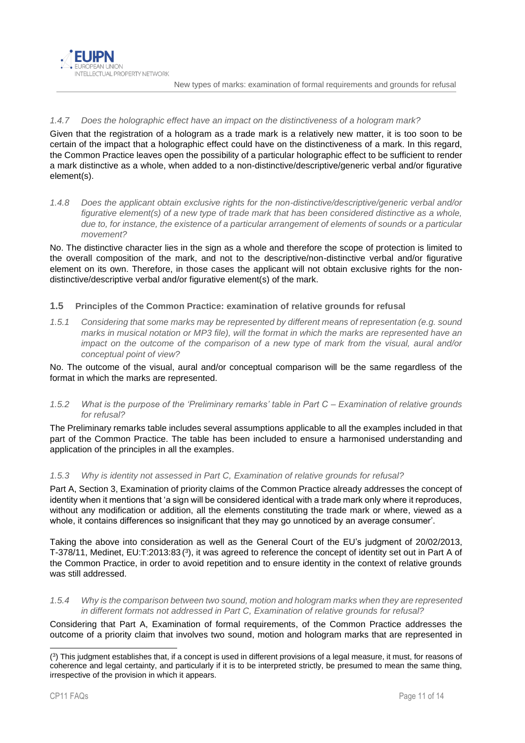*1.4.7 Does the holographic effect have an impact on the distinctiveness of a hologram mark?*

Given that the registration of a hologram as a trade mark is a relatively new matter, it is too soon to be certain of the impact that a holographic effect could have on the distinctiveness of a mark. In this regard, the Common Practice leaves open the possibility of a particular holographic effect to be sufficient to render a mark distinctive as a whole, when added to a non-distinctive/descriptive/generic verbal and/or figurative element(s).

*1.4.8 Does the applicant obtain exclusive rights for the non-distinctive/descriptive/generic verbal and/or figurative element(s) of a new type of trade mark that has been considered distinctive as a whole, due to, for instance, the existence of a particular arrangement of elements of sounds or a particular movement?*

No. The distinctive character lies in the sign as a whole and therefore the scope of protection is limited to the overall composition of the mark, and not to the descriptive/non-distinctive verbal and/or figurative element on its own. Therefore, in those cases the applicant will not obtain exclusive rights for the non-distinctive/descriptive verbal and/or figurative element(s) of the mark.

### 1.5 Principles of the Common Practice: examination of relative grounds for refusal

*1.5.1 Considering that some marks may be represented by different means of representation (e.g. sound marks in musical notation or MP3 file), will the format in which the marks are represented have an impact on the outcome of the comparison of a new type of mark from the visual, aural and/or conceptual point of view?*

No. The outcome of the visual, aural and/or conceptual comparison will be the same regardless of the format in which the marks are represented.

*1.5.2 What is the purpose of the 'Preliminary remarks' table in Part C – Examination of relative grounds for refusal?*

The Preliminary remarks table includes several assumptions applicable to all the examples included in that part of the Common Practice. The table has been included to ensure a harmonised understanding and application of the principles in all the examples.

*1.5.3 Why is identity not assessed in Part C, Examination of relative grounds for refusal?*

Part A, Section 3, Examination of priority claims of the Common Practice already addresses the concept of identity when it mentions that 'a sign will be considered identical with a trade mark only where it reproduces, without any modification or addition, all the elements constituting the trade mark or where, viewed as a whole, it contains differences so insignificant that they may go unnoticed by an average consumer'.

Taking the above into consideration as well as the General Court of the EU's judgment of 20/02/2013, T-378/11, Medinet, EU:T:2013:83 [3], it was agreed to reference the concept of identity set out in Part A of the Common Practice, in order to avoid repetition and to ensure identity in the context of relative grounds was still addressed.

*1.5.4 Why is the comparison between two sound, motion and hologram marks when they are represented in different formats not addressed in Part C, Examination of relative grounds for refusal?*

Considering that Part A, Examination of formal requirements, of the Common Practice addresses the outcome of a priority claim that involves two sound, motion and hologram marks that are represented in

---

[3] This judgment establishes that, if a concept is used in different provisions of a legal measure, it must, for reasons of coherence and legal certainty, and particularly if it is to be interpreted strictly, be presumed to mean the same thing, irrespective of the provision in which it appears.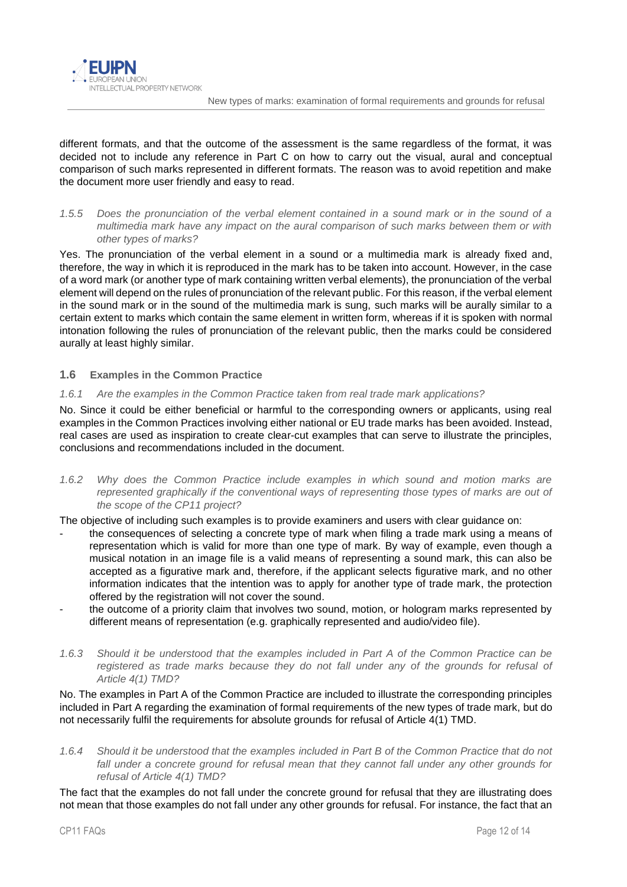different formats, and that the outcome of the assessment is the same regardless of the format, it was decided not to include any reference in Part C on how to carry out the visual, aural and conceptual comparison of such marks represented in different formats. The reason was to avoid repetition and make the document more user friendly and easy to read.

*1.5.5 Does the pronunciation of the verbal element contained in a sound mark or in the sound of a multimedia mark have any impact on the aural comparison of such marks between them or with other types of marks?*

Yes. The pronunciation of the verbal element in a sound or a multimedia mark is already fixed and, therefore, the way in which it is reproduced in the mark has to be taken into account. However, in the case of a word mark (or another type of mark containing written verbal elements), the pronunciation of the verbal element will depend on the rules of pronunciation of the relevant public. For this reason, if the verbal element in the sound mark or in the sound of the multimedia mark is sung, such marks will be aurally similar to a certain extent to marks which contain the same element in written form, whereas if it is spoken with normal intonation following the rules of pronunciation of the relevant public, then the marks could be considered aurally at least highly similar.

## 1.6 Examples in the Common Practice

*1.6.1 Are the examples in the Common Practice taken from real trade mark applications?*

No. Since it could be either beneficial or harmful to the corresponding owners or applicants, using real examples in the Common Practices involving either national or EU trade marks has been avoided. Instead, real cases are used as inspiration to create clear-cut examples that can serve to illustrate the principles, conclusions and recommendations included in the document.

*1.6.2 Why does the Common Practice include examples in which sound and motion marks are represented graphically if the conventional ways of representing those types of marks are out of the scope of the CP11 project?*

The objective of including such examples is to provide examiners and users with clear guidance on:

- the consequences of selecting a concrete type of mark when filing a trade mark using a means of representation which is valid for more than one type of mark. By way of example, even though a musical notation in an image file is a valid means of representing a sound mark, this can also be accepted as a figurative mark and, therefore, if the applicant selects figurative mark, and no other information indicates that the intention was to apply for another type of trade mark, the protection offered by the registration will not cover the sound.
- the outcome of a priority claim that involves two sound, motion, or hologram marks represented by different means of representation (e.g. graphically represented and audio/video file).

*1.6.3 Should it be understood that the examples included in Part A of the Common Practice can be registered as trade marks because they do not fall under any of the grounds for refusal of Article 4(1) TMD?*

No. The examples in Part A of the Common Practice are included to illustrate the corresponding principles included in Part A regarding the examination of formal requirements of the new types of trade mark, but do not necessarily fulfil the requirements for absolute grounds for refusal of Article 4(1) TMD.

*1.6.4 Should it be understood that the examples included in Part B of the Common Practice that do not fall under a concrete ground for refusal mean that they cannot fall under any other grounds for refusal of Article 4(1) TMD?*

The fact that the examples do not fall under the concrete ground for refusal that they are illustrating does not mean that those examples do not fall under any other grounds for refusal. For instance, the fact that an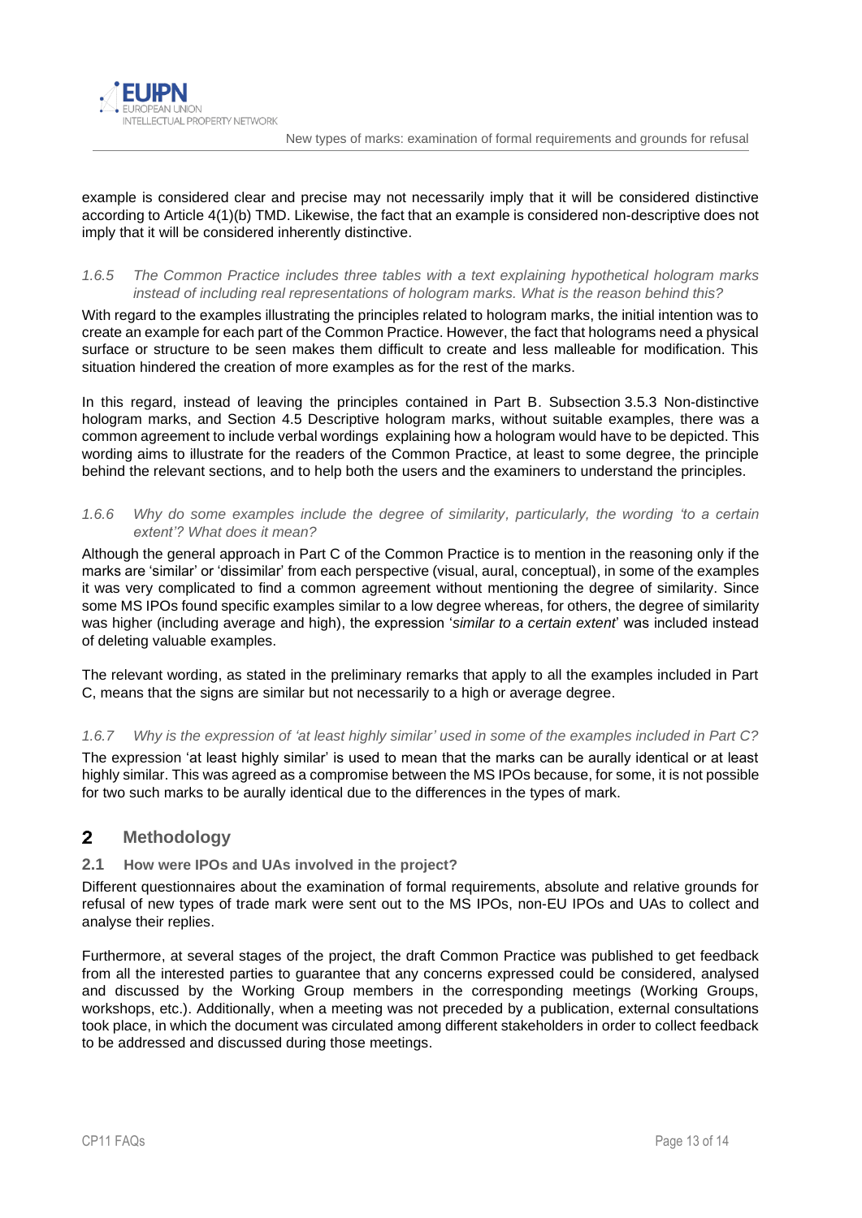example is considered clear and precise may not necessarily imply that it will be considered distinctive according to Article 4(1)(b) TMD. Likewise, the fact that an example is considered non-descriptive does not imply that it will be considered inherently distinctive.

*1.6.5 The Common Practice includes three tables with a text explaining hypothetical hologram marks instead of including real representations of hologram marks. What is the reason behind this?*

With regard to the examples illustrating the principles related to hologram marks, the initial intention was to create an example for each part of the Common Practice. However, the fact that holograms need a physical surface or structure to be seen makes them difficult to create and less malleable for modification. This situation hindered the creation of more examples as for the rest of the marks.

In this regard, instead of leaving the principles contained in Part B. Subsection 3.5.3 Non-distinctive hologram marks, and Section 4.5 Descriptive hologram marks, without suitable examples, there was a common agreement to include verbal wordings explaining how a hologram would have to be depicted. This wording aims to illustrate for the readers of the Common Practice, at least to some degree, the principle behind the relevant sections, and to help both the users and the examiners to understand the principles.

*1.6.6 Why do some examples include the degree of similarity, particularly, the wording 'to a certain extent'? What does it mean?*

Although the general approach in Part C of the Common Practice is to mention in the reasoning only if the marks are 'similar' or 'dissimilar' from each perspective (visual, aural, conceptual), in some of the examples it was very complicated to find a common agreement without mentioning the degree of similarity. Since some MS IPOs found specific examples similar to a low degree whereas, for others, the degree of similarity was higher (including average and high), the expression '*similar to a certain extent*' was included instead of deleting valuable examples.

The relevant wording, as stated in the preliminary remarks that apply to all the examples included in Part C, means that the signs are similar but not necessarily to a high or average degree.

*1.6.7 Why is the expression of 'at least highly similar' used in some of the examples included in Part C?*

The expression 'at least highly similar' is used to mean that the marks can be aurally identical or at least highly similar. This was agreed as a compromise between the MS IPOs because, for some, it is not possible for two such marks to be aurally identical due to the differences in the types of mark.

## 2 Methodology

### 2.1 How were IPOs and UAs involved in the project?

Different questionnaires about the examination of formal requirements, absolute and relative grounds for refusal of new types of trade mark were sent out to the MS IPOs, non-EU IPOs and UAs to collect and analyse their replies.

Furthermore, at several stages of the project, the draft Common Practice was published to get feedback from all the interested parties to guarantee that any concerns expressed could be considered, analysed and discussed by the Working Group members in the corresponding meetings (Working Groups, workshops, etc.). Additionally, when a meeting was not preceded by a publication, external consultations took place, in which the document was circulated among different stakeholders in order to collect feedback to be addressed and discussed during those meetings.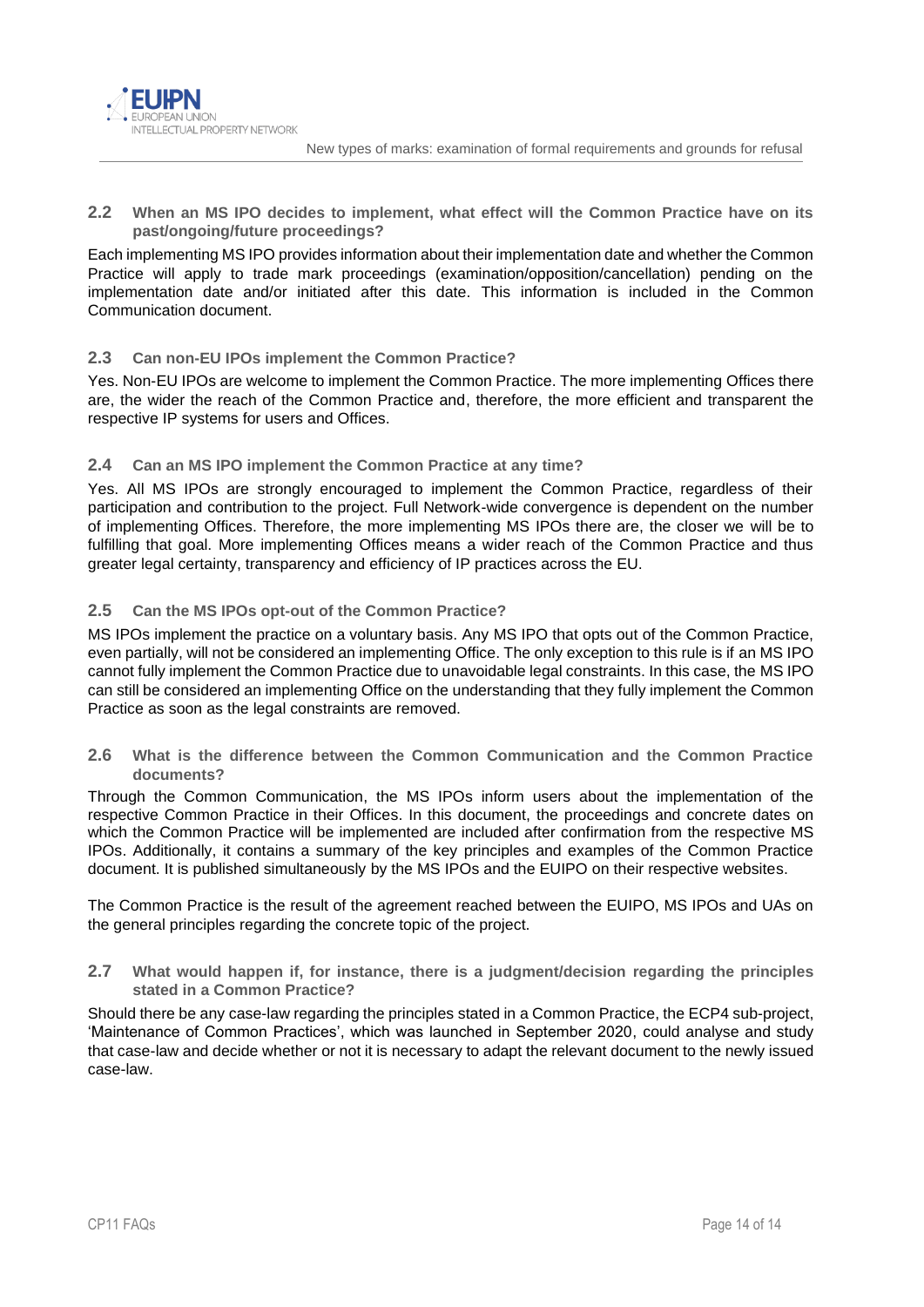### 2.2 When an MS IPO decides to implement, what effect will the Common Practice have on its past/ongoing/future proceedings?

Each implementing MS IPO provides information about their implementation date and whether the Common Practice will apply to trade mark proceedings (examination/opposition/cancellation) pending on the implementation date and/or initiated after this date. This information is included in the Common Communication document.

### 2.3 Can non-EU IPOs implement the Common Practice?

Yes. Non-EU IPOs are welcome to implement the Common Practice. The more implementing Offices there are, the wider the reach of the Common Practice and, therefore, the more efficient and transparent the respective IP systems for users and Offices.

### 2.4 Can an MS IPO implement the Common Practice at any time?

Yes. All MS IPOs are strongly encouraged to implement the Common Practice, regardless of their participation and contribution to the project. Full Network-wide convergence is dependent on the number of implementing Offices. Therefore, the more implementing MS IPOs there are, the closer we will be to fulfilling that goal. More implementing Offices means a wider reach of the Common Practice and thus greater legal certainty, transparency and efficiency of IP practices across the EU.

### 2.5 Can the MS IPOs opt-out of the Common Practice?

MS IPOs implement the practice on a voluntary basis. Any MS IPO that opts out of the Common Practice, even partially, will not be considered an implementing Office. The only exception to this rule is if an MS IPO cannot fully implement the Common Practice due to unavoidable legal constraints. In this case, the MS IPO can still be considered an implementing Office on the understanding that they fully implement the Common Practice as soon as the legal constraints are removed.

### 2.6 What is the difference between the Common Communication and the Common Practice documents?

Through the Common Communication, the MS IPOs inform users about the implementation of the respective Common Practice in their Offices. In this document, the proceedings and concrete dates on which the Common Practice will be implemented are included after confirmation from the respective MS IPOs. Additionally, it contains a summary of the key principles and examples of the Common Practice document. It is published simultaneously by the MS IPOs and the EUIPO on their respective websites.

The Common Practice is the result of the agreement reached between the EUIPO, MS IPOs and UAs on the general principles regarding the concrete topic of the project.

### 2.7 What would happen if, for instance, there is a judgment/decision regarding the principles stated in a Common Practice?

Should there be any case-law regarding the principles stated in a Common Practice, the ECP4 sub-project, 'Maintenance of Common Practices', which was launched in September 2020, could analyse and study that case-law and decide whether or not it is necessary to adapt the relevant document to the newly issued case-law.